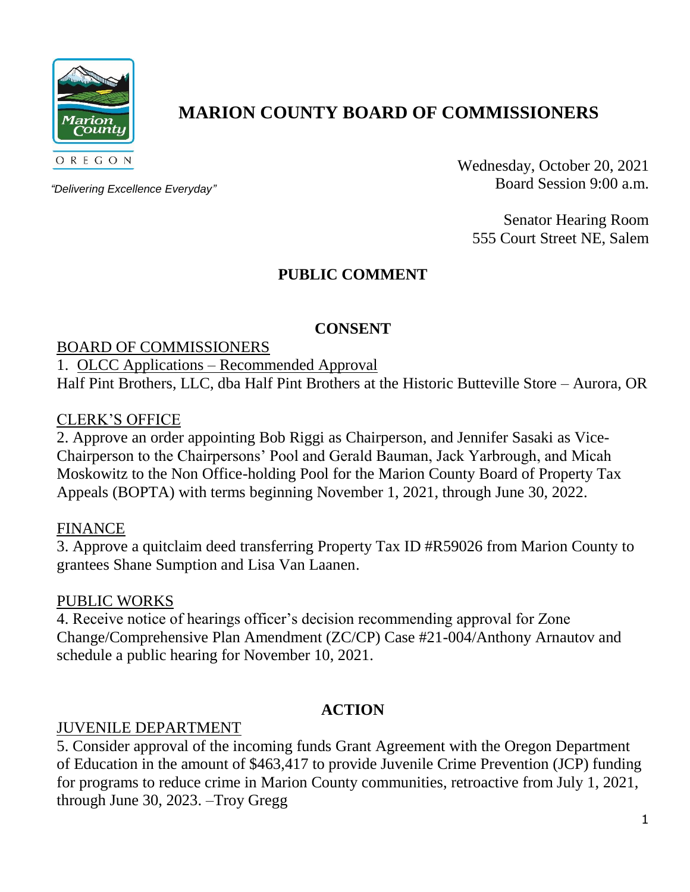# MARION COUNTY BOARD OF COMMISSIONERS

Marion County
OREGON

*"Delivering Excellence Everyday"*

Wednesday, October 20, 2021
Board Session 9:00 a.m.

Senator Hearing Room
555 Court Street NE, Salem

## PUBLIC COMMENT

## CONSENT

BOARD OF COMMISSIONERS

1. OLCC Applications – Recommended Approval
Half Pint Brothers, LLC, dba Half Pint Brothers at the Historic Butteville Store – Aurora, OR

CLERK'S OFFICE

2. Approve an order appointing Bob Riggi as Chairperson, and Jennifer Sasaki as Vice-Chairperson to the Chairpersons' Pool and Gerald Bauman, Jack Yarbrough, and Micah Moskowitz to the Non Office-holding Pool for the Marion County Board of Property Tax Appeals (BOPTA) with terms beginning November 1, 2021, through June 30, 2022.

FINANCE

3. Approve a quitclaim deed transferring Property Tax ID #R59026 from Marion County to grantees Shane Sumption and Lisa Van Laanen.

PUBLIC WORKS

4. Receive notice of hearings officer's decision recommending approval for Zone Change/Comprehensive Plan Amendment (ZC/CP) Case #21-004/Anthony Arnautov and schedule a public hearing for November 10, 2021.

## ACTION

JUVENILE DEPARTMENT

5. Consider approval of the incoming funds Grant Agreement with the Oregon Department of Education in the amount of $463,417 to provide Juvenile Crime Prevention (JCP) funding for programs to reduce crime in Marion County communities, retroactive from July 1, 2021, through June 30, 2023. –Troy Gregg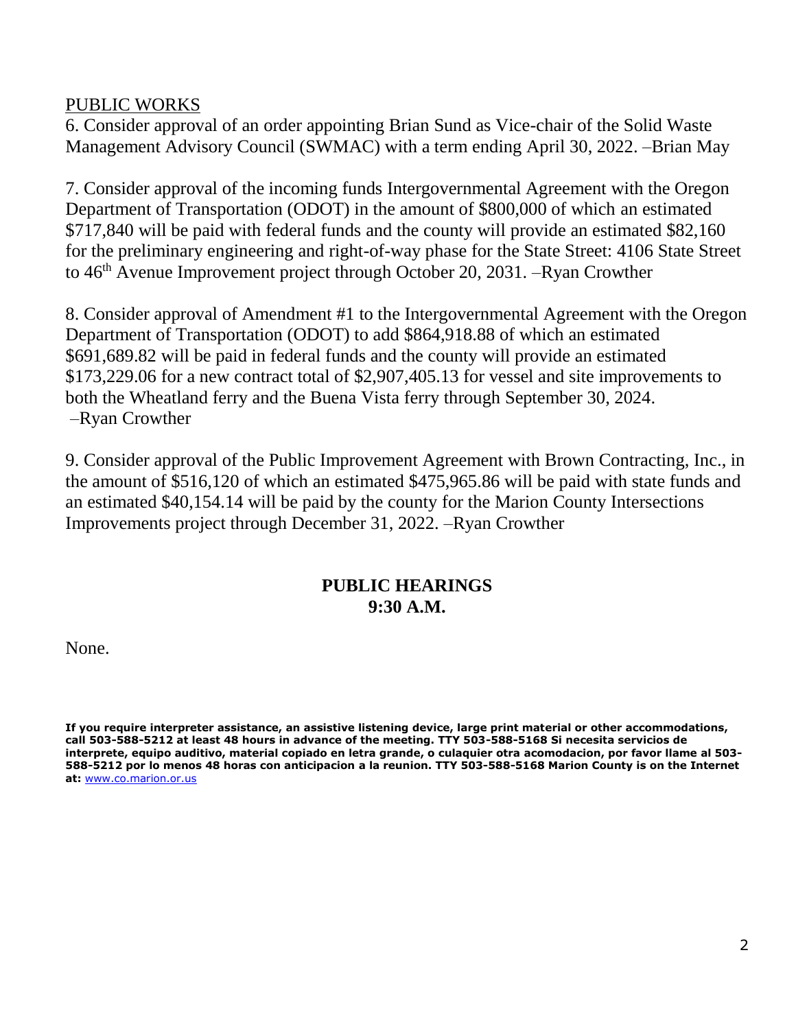## PUBLIC WORKS

6. Consider approval of an order appointing Brian Sund as Vice-chair of the Solid Waste Management Advisory Council (SWMAC) with a term ending April 30, 2022. –Brian May

7. Consider approval of the incoming funds Intergovernmental Agreement with the Oregon Department of Transportation (ODOT) in the amount of $800,000 of which an estimated $717,840 will be paid with federal funds and the county will provide an estimated $82,160 for the preliminary engineering and right-of-way phase for the State Street: 4106 State Street to 46th Avenue Improvement project through October 20, 2031. –Ryan Crowther

8. Consider approval of Amendment #1 to the Intergovernmental Agreement with the Oregon Department of Transportation (ODOT) to add $864,918.88 of which an estimated $691,689.82 will be paid in federal funds and the county will provide an estimated $173,229.06 for a new contract total of $2,907,405.13 for vessel and site improvements to both the Wheatland ferry and the Buena Vista ferry through September 30, 2024. –Ryan Crowther

9. Consider approval of the Public Improvement Agreement with Brown Contracting, Inc., in the amount of $516,120 of which an estimated $475,965.86 will be paid with state funds and an estimated $40,154.14 will be paid by the county for the Marion County Intersections Improvements project through December 31, 2022. –Ryan Crowther

## PUBLIC HEARINGS
## 9:30 A.M.

None.

**If you require interpreter assistance, an assistive listening device, large print material or other accommodations, call 503-588-5212 at least 48 hours in advance of the meeting. TTY 503-588-5168 Si necesita servicios de interprete, equipo auditivo, material copiado en letra grande, o culaquier otra acomodacion, por favor llame al 503-588-5212 por lo menos 48 horas con anticipacion a la reunion. TTY 503-588-5168 Marion County is on the Internet at:** www.co.marion.or.us